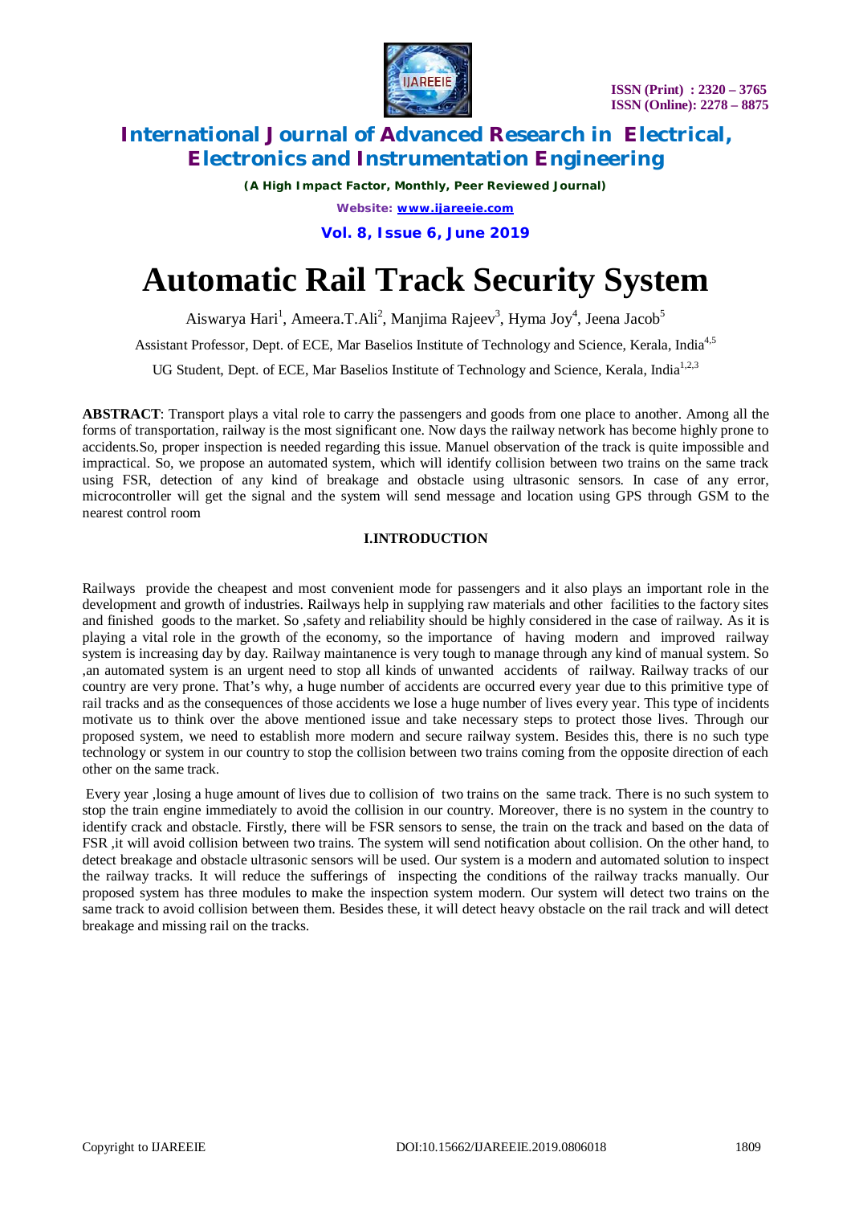# Automatic Rail Track Security System

Aiswarya Hari[1], Ameera.T.Ali[2], Manjima Rajeev[3], Hyma Joy[4], Jeena Jacob[5]

Assistant Professor, Dept. of ECE, Mar Baselios Institute of Technology and Science, Kerala, India[4,5]

UG Student, Dept. of ECE, Mar Baselios Institute of Technology and Science, Kerala, India[1,2,3]

**ABSTRACT**: Transport plays a vital role to carry the passengers and goods from one place to another. Among all the forms of transportation, railway is the most significant one. Now days the railway network has become highly prone to accidents.So, proper inspection is needed regarding this issue. Manuel observation of the track is quite impossible and impractical. So, we propose an automated system, which will identify collision between two trains on the same track using FSR, detection of any kind of breakage and obstacle using ultrasonic sensors. In case of any error, microcontroller will get the signal and the system will send message and location using GPS through GSM to the nearest control room

## I.INTRODUCTION

Railways provide the cheapest and most convenient mode for passengers and it also plays an important role in the development and growth of industries. Railways help in supplying raw materials and other facilities to the factory sites and finished goods to the market. So ,safety and reliability should be highly considered in the case of railway. As it is playing a vital role in the growth of the economy, so the importance of having modern and improved railway system is increasing day by day. Railway maintanence is very tough to manage through any kind of manual system. So ,an automated system is an urgent need to stop all kinds of unwanted accidents of railway. Railway tracks of our country are very prone. That's why, a huge number of accidents are occurred every year due to this primitive type of rail tracks and as the consequences of those accidents we lose a huge number of lives every year. This type of incidents motivate us to think over the above mentioned issue and take necessary steps to protect those lives. Through our proposed system, we need to establish more modern and secure railway system. Besides this, there is no such type technology or system in our country to stop the collision between two trains coming from the opposite direction of each other on the same track.

Every year ,losing a huge amount of lives due to collision of two trains on the same track. There is no such system to stop the train engine immediately to avoid the collision in our country. Moreover, there is no system in the country to identify crack and obstacle. Firstly, there will be FSR sensors to sense, the train on the track and based on the data of FSR ,it will avoid collision between two trains. The system will send notification about collision. On the other hand, to detect breakage and obstacle ultrasonic sensors will be used. Our system is a modern and automated solution to inspect the railway tracks. It will reduce the sufferings of inspecting the conditions of the railway tracks manually. Our proposed system has three modules to make the inspection system modern. Our system will detect two trains on the same track to avoid collision between them. Besides these, it will detect heavy obstacle on the rail track and will detect breakage and missing rail on the tracks.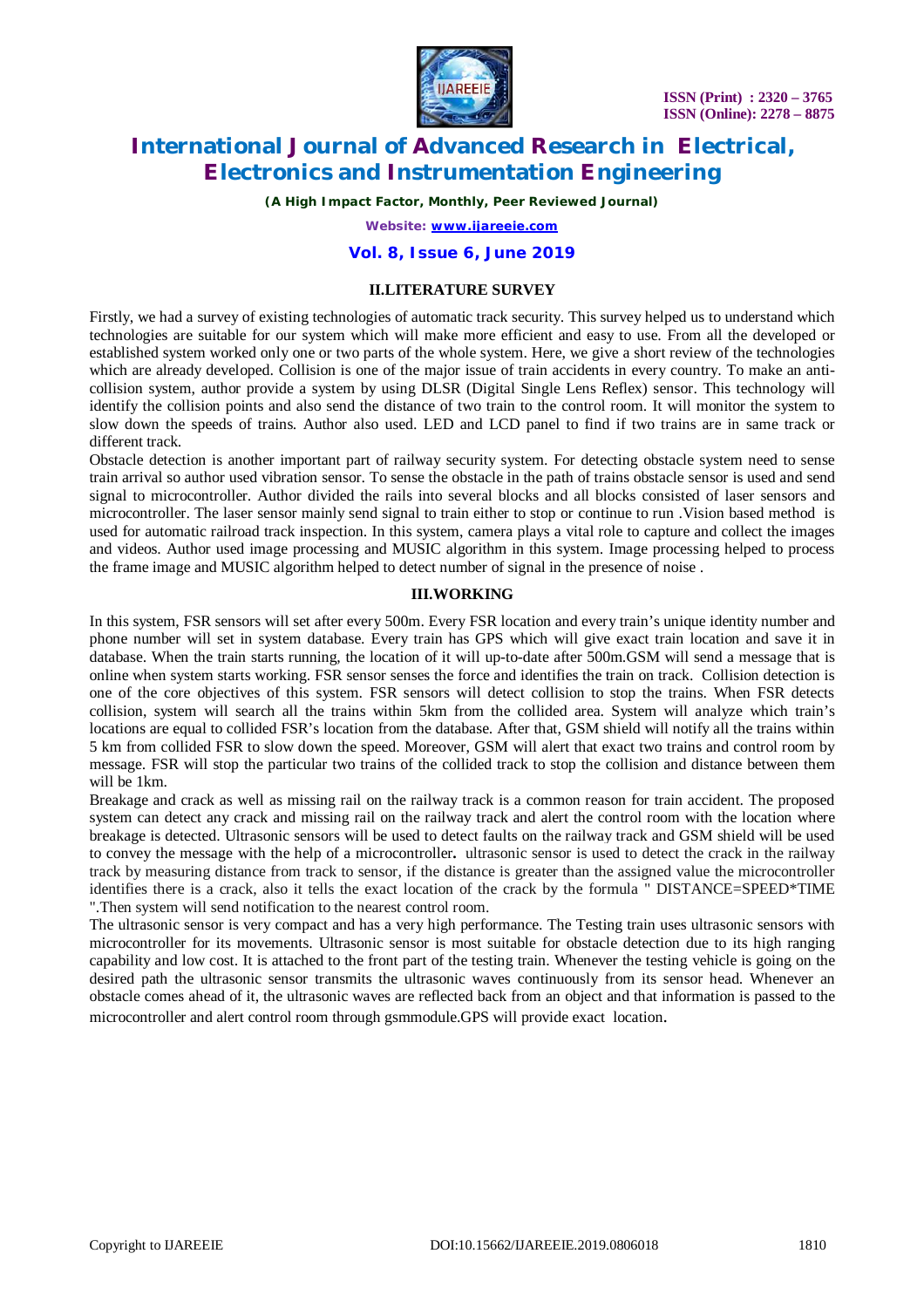## II.LITERATURE SURVEY

Firstly, we had a survey of existing technologies of automatic track security. This survey helped us to understand which technologies are suitable for our system which will make more efficient and easy to use. From all the developed or established system worked only one or two parts of the whole system. Here, we give a short review of the technologies which are already developed. Collision is one of the major issue of train accidents in every country. To make an anti-collision system, author provide a system by using DLSR (Digital Single Lens Reflex) sensor. This technology will identify the collision points and also send the distance of two train to the control room. It will monitor the system to slow down the speeds of trains. Author also used. LED and LCD panel to find if two trains are in same track or different track.

Obstacle detection is another important part of railway security system. For detecting obstacle system need to sense train arrival so author used vibration sensor. To sense the obstacle in the path of trains obstacle sensor is used and send signal to microcontroller. Author divided the rails into several blocks and all blocks consisted of laser sensors and microcontroller. The laser sensor mainly send signal to train either to stop or continue to run .Vision based method is used for automatic railroad track inspection. In this system, camera plays a vital role to capture and collect the images and videos. Author used image processing and MUSIC algorithm in this system. Image processing helped to process the frame image and MUSIC algorithm helped to detect number of signal in the presence of noise .

## III.WORKING

In this system, FSR sensors will set after every 500m. Every FSR location and every train's unique identity number and phone number will set in system database. Every train has GPS which will give exact train location and save it in database. When the train starts running, the location of it will up-to-date after 500m.GSM will send a message that is online when system starts working. FSR sensor senses the force and identifies the train on track. Collision detection is one of the core objectives of this system. FSR sensors will detect collision to stop the trains. When FSR detects collision, system will search all the trains within 5km from the collided area. System will analyze which train's locations are equal to collided FSR's location from the database. After that, GSM shield will notify all the trains within 5 km from collided FSR to slow down the speed. Moreover, GSM will alert that exact two trains and control room by message. FSR will stop the particular two trains of the collided track to stop the collision and distance between them will be 1km.

Breakage and crack as well as missing rail on the railway track is a common reason for train accident. The proposed system can detect any crack and missing rail on the railway track and alert the control room with the location where breakage is detected. Ultrasonic sensors will be used to detect faults on the railway track and GSM shield will be used to convey the message with the help of a microcontroller**.** ultrasonic sensor is used to detect the crack in the railway track by measuring distance from track to sensor, if the distance is greater than the assigned value the microcontroller identifies there is a crack, also it tells the exact location of the crack by the formula " DISTANCE=SPEED*TIME ".Then system will send notification to the nearest control room.

The ultrasonic sensor is very compact and has a very high performance. The Testing train uses ultrasonic sensors with microcontroller for its movements. Ultrasonic sensor is most suitable for obstacle detection due to its high ranging capability and low cost. It is attached to the front part of the testing train. Whenever the testing vehicle is going on the desired path the ultrasonic sensor transmits the ultrasonic waves continuously from its sensor head. Whenever an obstacle comes ahead of it, the ultrasonic waves are reflected back from an object and that information is passed to the microcontroller and alert control room through gsmmodule.GPS will provide exact location.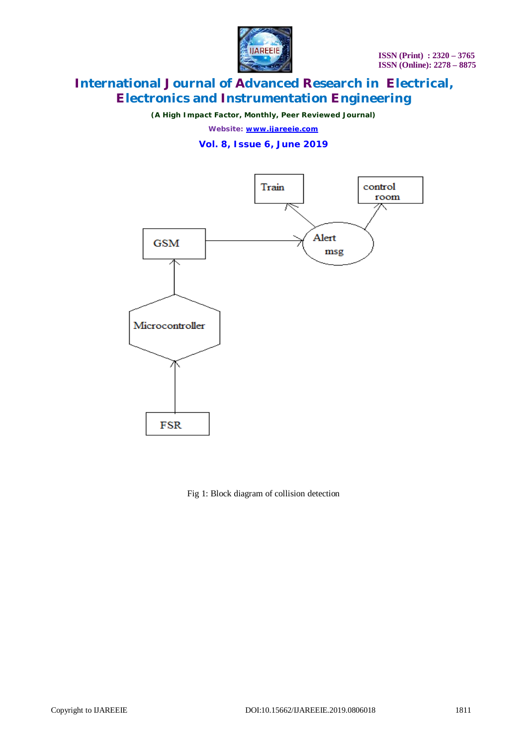Fig 1: Block diagram of collision detection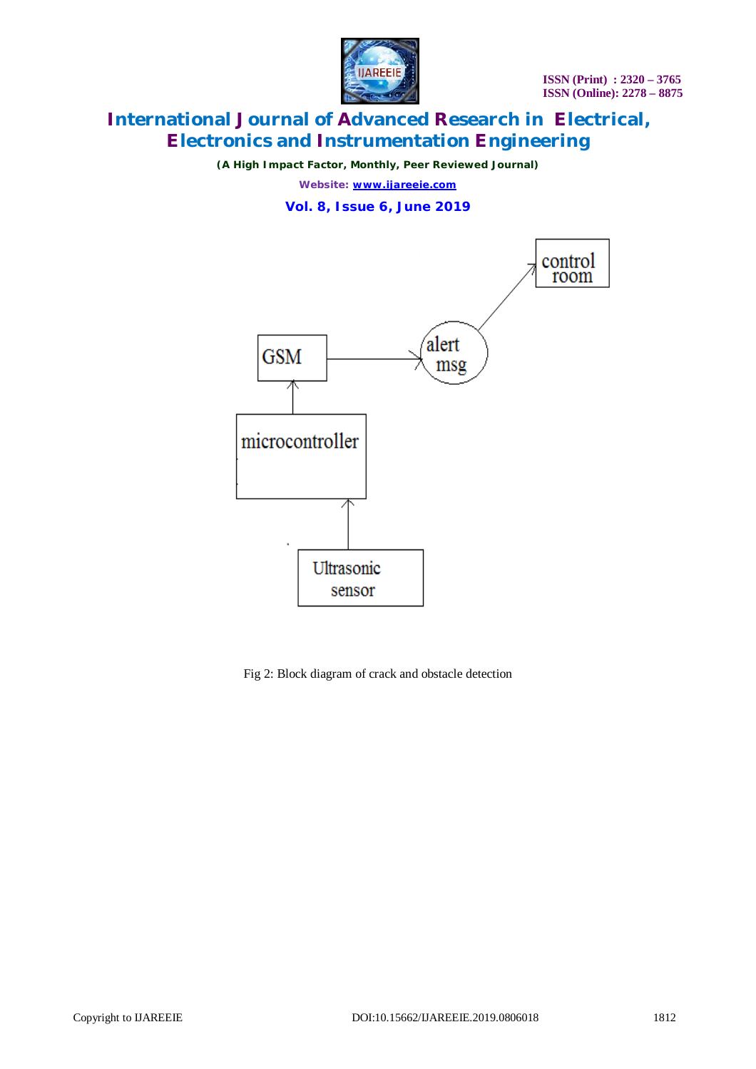Fig 2: Block diagram of crack and obstacle detection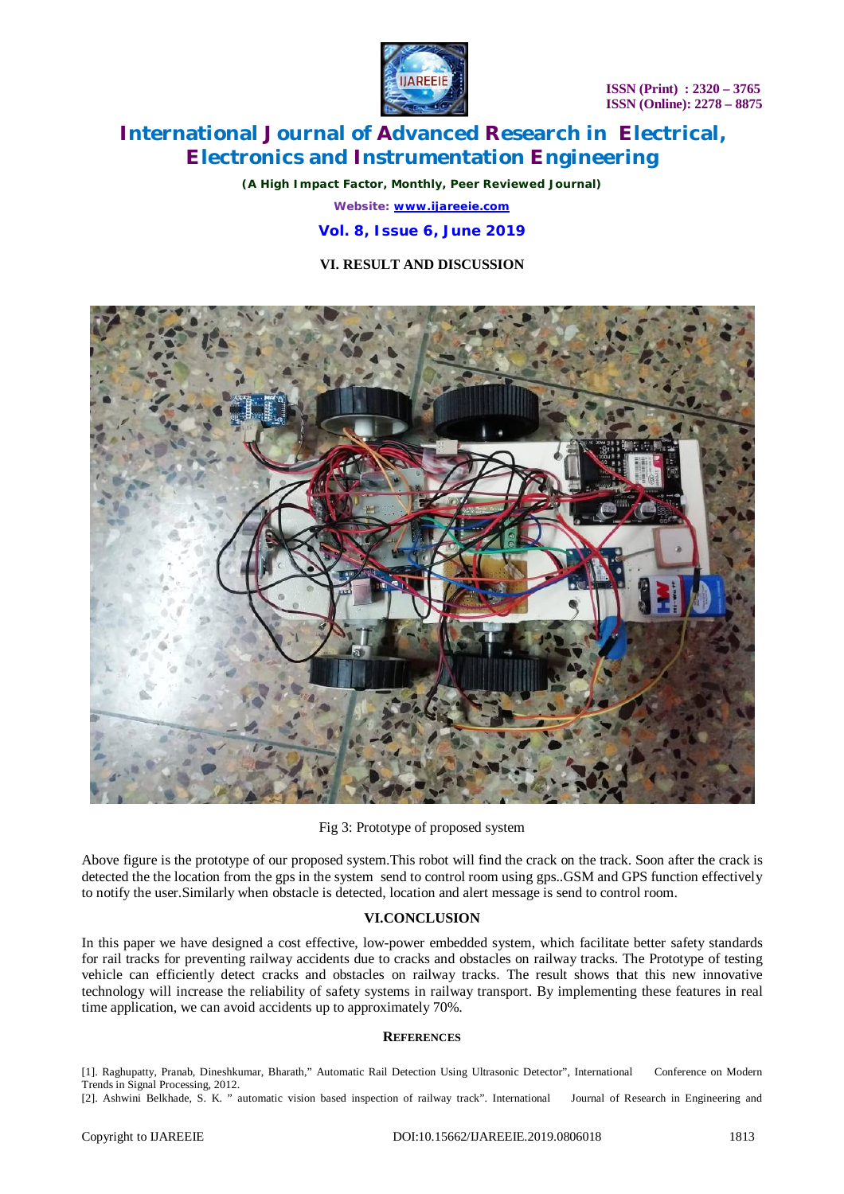## VI. RESULT AND DISCUSSION

Fig 3: Prototype of proposed system

Above figure is the prototype of our proposed system.This robot will find the crack on the track. Soon after the crack is detected the the location from the gps in the system send to control room using gps..GSM and GPS function effectively to notify the user.Similarly when obstacle is detected, location and alert message is send to control room.

## VI.CONCLUSION

In this paper we have designed a cost effective, low-power embedded system, which facilitate better safety standards for rail tracks for preventing railway accidents due to cracks and obstacles on railway tracks. The Prototype of testing vehicle can efficiently detect cracks and obstacles on railway tracks. The result shows that this new innovative technology will increase the reliability of safety systems in railway transport. By implementing these features in real time application, we can avoid accidents up to approximately 70%.

## REFERENCES

[1]. Raghupatty, Pranab, Dineshkumar, Bharath," Automatic Rail Detection Using Ultrasonic Detector", International Conference on Modern Trends in Signal Processing, 2012.

[2]. Ashwini Belkhade, S. K. " automatic vision based inspection of railway track". International Journal of Research in Engineering and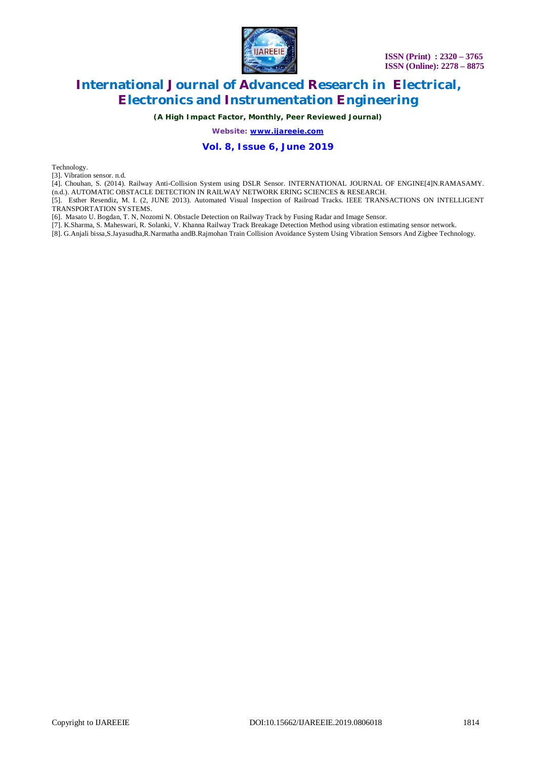Technology.

[3]. Vibration sensor. n.d.

[4]. Chouhan, S. (2014). Railway Anti-Collision System using DSLR Sensor. INTERNATIONAL JOURNAL OF ENGINE[4]N.RAMASAMY. (n.d.). AUTOMATIC OBSTACLE DETECTION IN RAILWAY NETWORK ERING SCIENCES & RESEARCH.

[5]. Esther Resendiz, M. I. (2, JUNE 2013). Automated Visual Inspection of Railroad Tracks. IEEE TRANSACTIONS ON INTELLIGENT TRANSPORTATION SYSTEMS.

[6]. Masato U. Bogdan, T. N, Nozomi N. Obstacle Detection on Railway Track by Fusing Radar and Image Sensor.

[7]. K.Sharma, S. Maheswari, R. Solanki, V. Khanna Railway Track Breakage Detection Method using vibration estimating sensor network.

[8]. G.Anjali bissa,S.Jayasudha,R.Narmatha andB.Rajmohan Train Collision Avoidance System Using Vibration Sensors And Zigbee Technology.